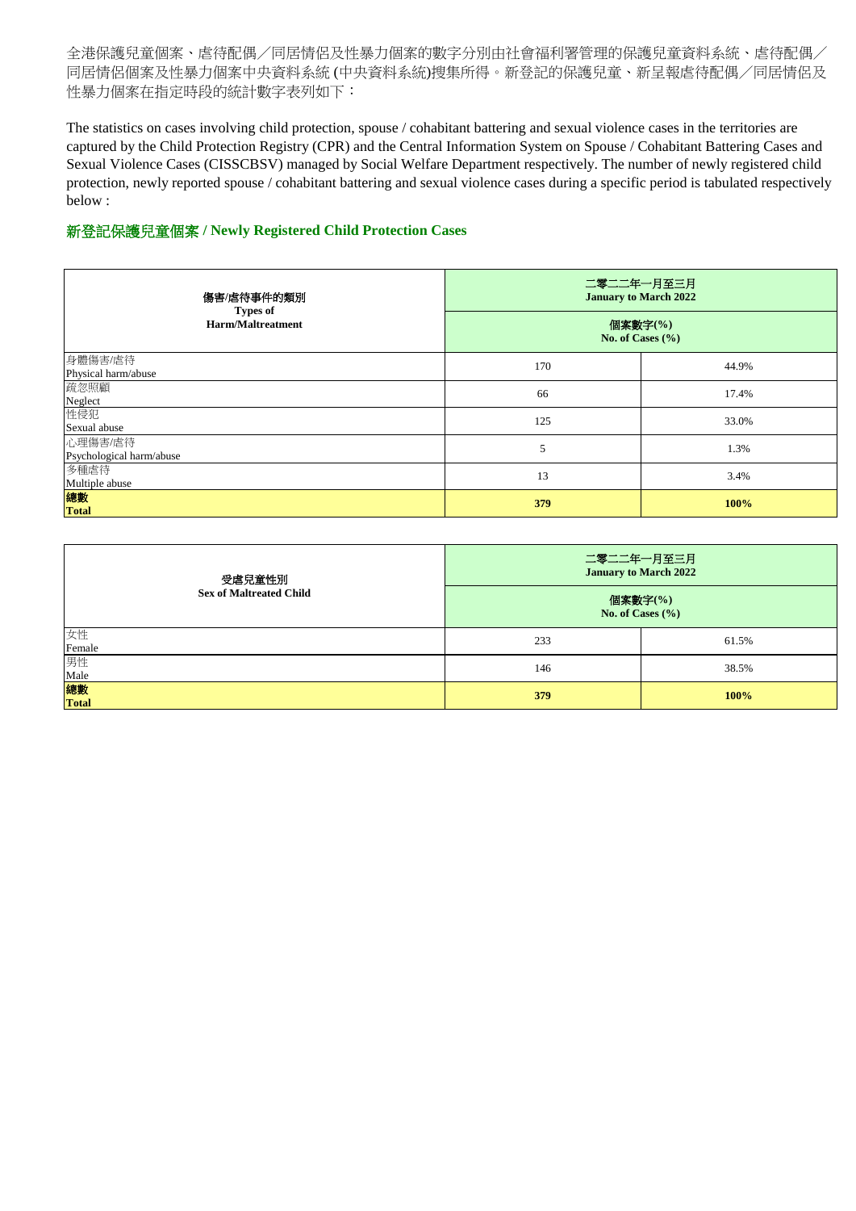全港保護兒童個案、虐待配偶／同居情侶及性暴力個案的數字分別由社會福利署管理的保護兒童資料系統、虐待配偶／同居情侶個案及性暴力個案中央資料系統 (中央資料系統)搜集所得。新登記的保護兒童、新呈報虐待配偶／同居情侶及性暴力個案在指定時段的統計數字表列如下：

The statistics on cases involving child protection, spouse / cohabitant battering and sexual violence cases in the territories are captured by the Child Protection Registry (CPR) and the Central Information System on Spouse / Cohabitant Battering Cases and Sexual Violence Cases (CISSCBSV) managed by Social Welfare Department respectively. The number of newly registered child protection, newly reported spouse / cohabitant battering and sexual violence cases during a specific period is tabulated respectively below :

## 新登記保護兒童個案 / Newly Registered Child Protection Cases

| 傷害/虐待事件的類別 Types of Harm/Maltreatment | 二零二二年一月至三月 January to March 2022 | |
|---|---|---|
| | 個案數字(%) No. of Cases (%) | |
| 身體傷害/虐待 Physical harm/abuse | 170 | 44.9% |
| 疏忽照顧 Neglect | 66 | 17.4% |
| 性侵犯 Sexual abuse | 125 | 33.0% |
| 心理傷害/虐待 Psychological harm/abuse | 5 | 1.3% |
| 多種虐待 Multiple abuse | 13 | 3.4% |
| **總數 Total** | **379** | **100%** |

| 受虐兒童性別 Sex of Maltreated Child | 二零二二年一月至三月 January to March 2022 | |
|---|---|---|
| | 個案數字(%) No. of Cases (%) | |
| 女性 Female | 233 | 61.5% |
| 男性 Male | 146 | 38.5% |
| **總數 Total** | **379** | **100%** |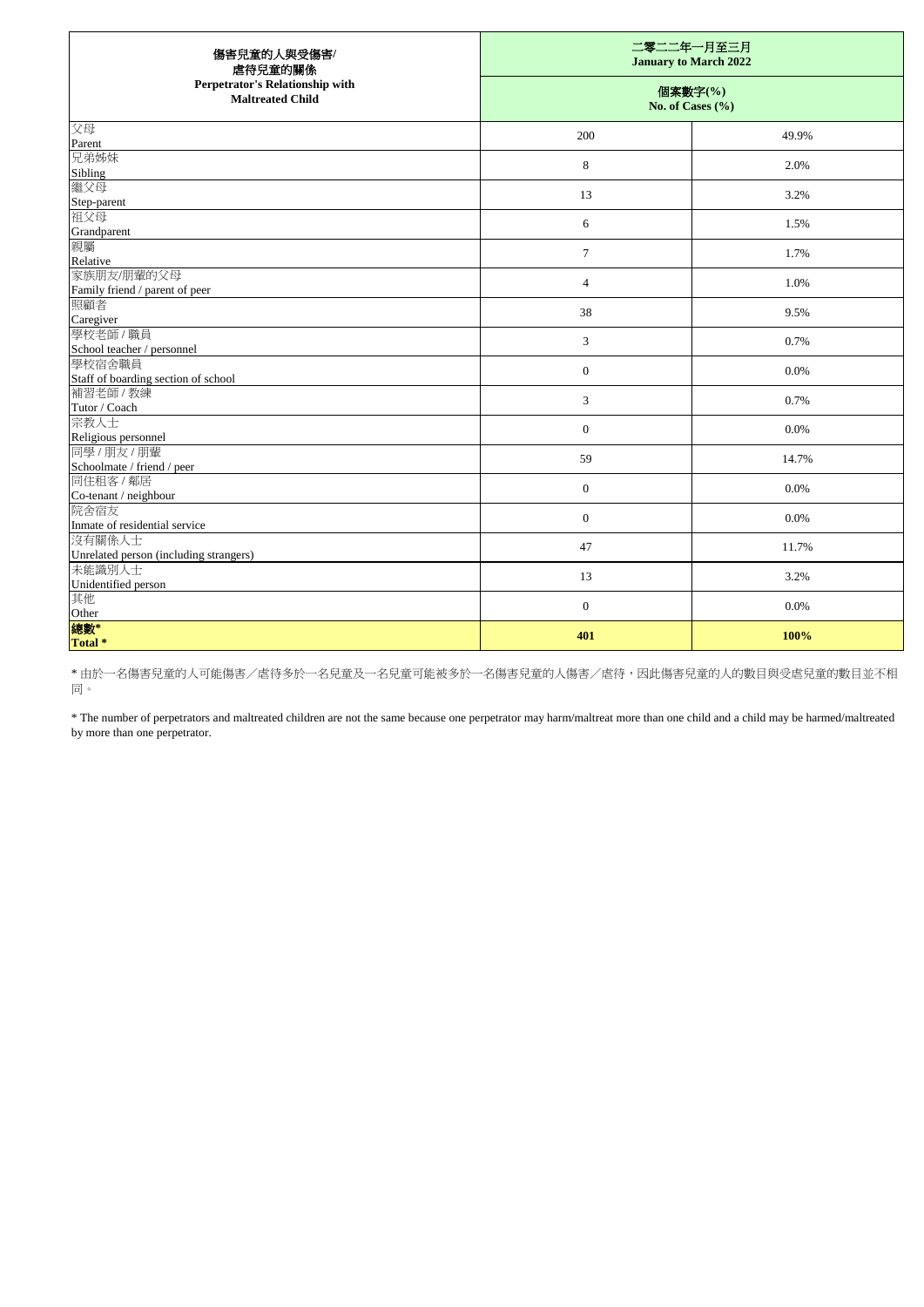| 傷害兒童的人與受傷害/虐待兒童的關係 Perpetrator's Relationship with Maltreated Child | 二零二二年一月至三月 January to March 2022 | |
|---|---|---|
| | 個案數字(%) No. of Cases (%) | |
| 父母 Parent | 200 | 49.9% |
| 兄弟姊妹 Sibling | 8 | 2.0% |
| 繼父母 Step-parent | 13 | 3.2% |
| 祖父母 Grandparent | 6 | 1.5% |
| 親屬 Relative | 7 | 1.7% |
| 家族朋友/朋輩的父母 Family friend / parent of peer | 4 | 1.0% |
| 照顧者 Caregiver | 38 | 9.5% |
| 學校老師 / 職員 School teacher / personnel | 3 | 0.7% |
| 學校宿舍職員 Staff of boarding section of school | 0 | 0.0% |
| 補習老師 / 教練 Tutor / Coach | 3 | 0.7% |
| 宗教人士 Religious personnel | 0 | 0.0% |
| 同學 / 朋友 / 朋輩 Schoolmate / friend / peer | 59 | 14.7% |
| 同住租客 / 鄰居 Co-tenant / neighbour | 0 | 0.0% |
| 院舍宿友 Inmate of residential service | 0 | 0.0% |
| 沒有關係人士 Unrelated person (including strangers) | 47 | 11.7% |
| 未能識別人士 Unidentified person | 13 | 3.2% |
| 其他 Other | 0 | 0.0% |
| **總數* Total *** | **401** | **100%** |

* 由於一名傷害兒童的人可能傷害／虐待多於一名兒童及一名兒童可能被多於一名傷害兒童的人傷害／虐待，因此傷害兒童的人的數目與受虐兒童的數目並不相同。

* The number of perpetrators and maltreated children are not the same because one perpetrator may harm/maltreat more than one child and a child may be harmed/maltreated by more than one perpetrator.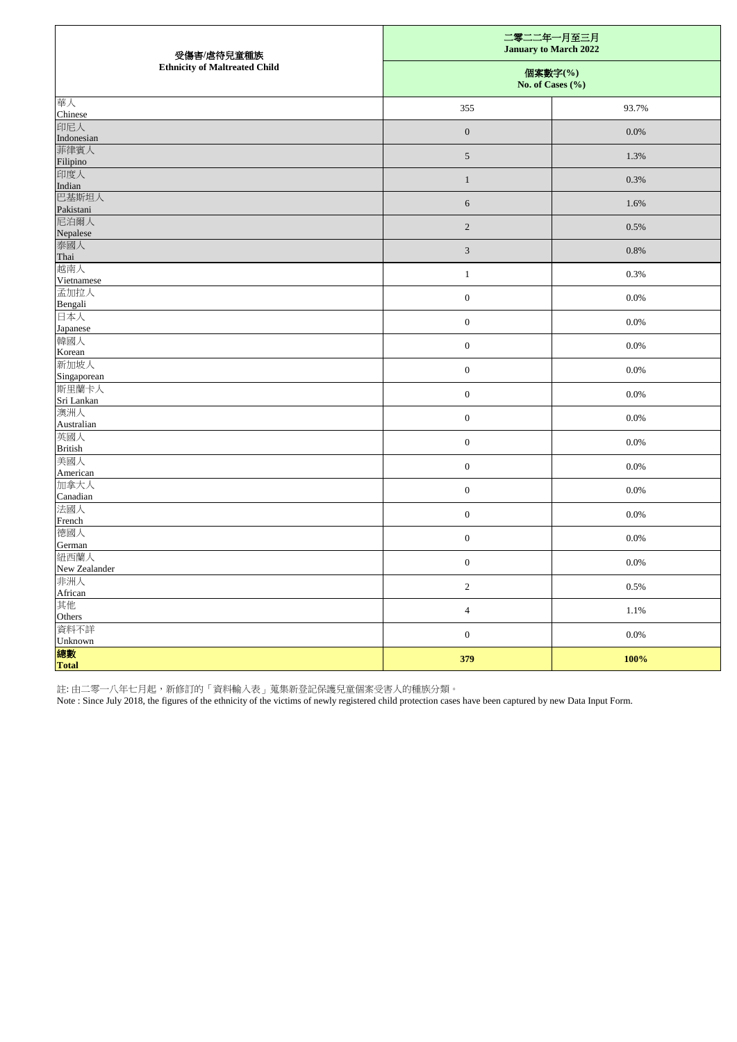| 受傷害/虐待兒童種族 Ethnicity of Maltreated Child | 二零二二年一月至三月 January to March 2022 | |
|---|---|---|
| | 個案數字(%) No. of Cases (%) | |
| 華人 Chinese | 355 | 93.7% |
| 印尼人 Indonesian | 0 | 0.0% |
| 菲律賓人 Filipino | 5 | 1.3% |
| 印度人 Indian | 1 | 0.3% |
| 巴基斯坦人 Pakistani | 6 | 1.6% |
| 尼泊爾人 Nepalese | 2 | 0.5% |
| 泰國人 Thai | 3 | 0.8% |
| 越南人 Vietnamese | 1 | 0.3% |
| 孟加拉人 Bengali | 0 | 0.0% |
| 日本人 Japanese | 0 | 0.0% |
| 韓國人 Korean | 0 | 0.0% |
| 新加坡人 Singaporean | 0 | 0.0% |
| 斯里蘭卡人 Sri Lankan | 0 | 0.0% |
| 澳洲人 Australian | 0 | 0.0% |
| 英國人 British | 0 | 0.0% |
| 美國人 American | 0 | 0.0% |
| 加拿大人 Canadian | 0 | 0.0% |
| 法國人 French | 0 | 0.0% |
| 德國人 German | 0 | 0.0% |
| 紐西蘭人 New Zealander | 0 | 0.0% |
| 非洲人 African | 2 | 0.5% |
| 其他 Others | 4 | 1.1% |
| 資料不詳 Unknown | 0 | 0.0% |
| **總數 Total** | **379** | **100%** |

註: 由二零一八年七月起，新修訂的「資料輸入表」蒐集新登記保護兒童個案受害人的種族分類。

Note : Since July 2018, the figures of the ethnicity of the victims of newly registered child protection cases have been captured by new Data Input Form.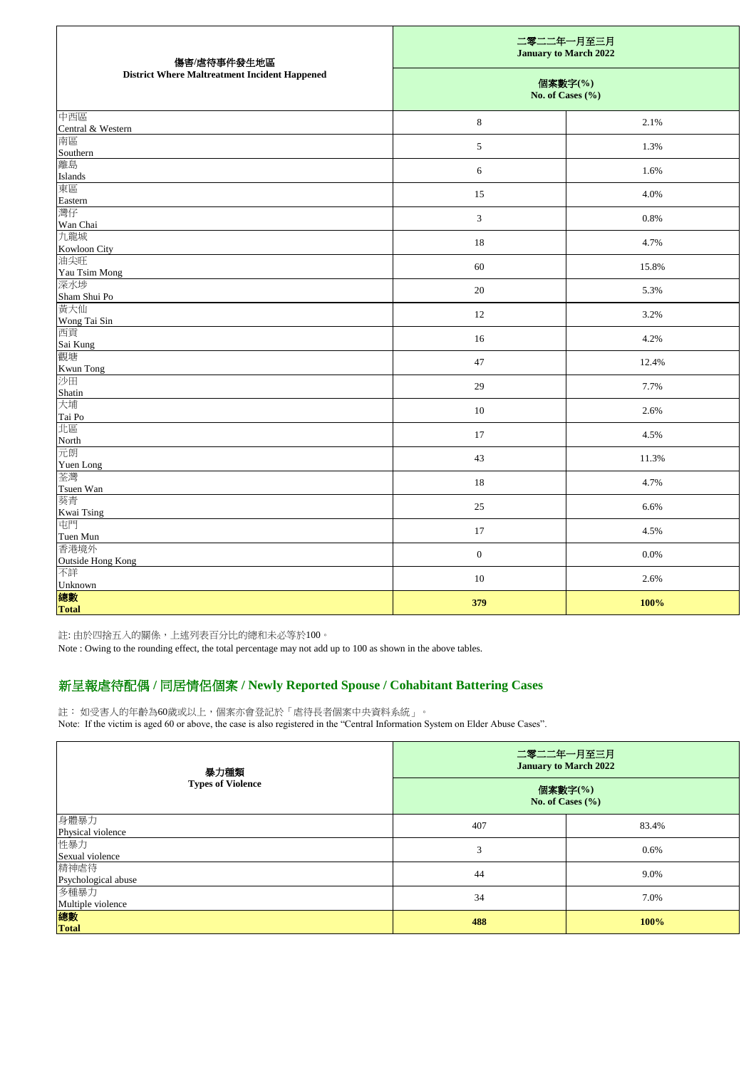| 傷害/虐待事件發生地區<br>District Where Maltreatment Incident Happened | 二零二二年一月至三月<br>January to March 2022 | |
|---|---|---|
| | 個案數字(%)<br>No. of Cases (%) | |
| 中西區<br>Central & Western | 8 | 2.1% |
| 南區<br>Southern | 5 | 1.3% |
| 離島<br>Islands | 6 | 1.6% |
| 東區<br>Eastern | 15 | 4.0% |
| 灣仔<br>Wan Chai | 3 | 0.8% |
| 九龍城<br>Kowloon City | 18 | 4.7% |
| 油尖旺<br>Yau Tsim Mong | 60 | 15.8% |
| 深水埗<br>Sham Shui Po | 20 | 5.3% |
| 黃大仙<br>Wong Tai Sin | 12 | 3.2% |
| 西貢<br>Sai Kung | 16 | 4.2% |
| 觀塘<br>Kwun Tong | 47 | 12.4% |
| 沙田<br>Shatin | 29 | 7.7% |
| 大埔<br>Tai Po | 10 | 2.6% |
| 北區<br>North | 17 | 4.5% |
| 元朗<br>Yuen Long | 43 | 11.3% |
| 荃灣<br>Tsuen Wan | 18 | 4.7% |
| 葵青<br>Kwai Tsing | 25 | 6.6% |
| 屯門<br>Tuen Mun | 17 | 4.5% |
| 香港境外<br>Outside Hong Kong | 0 | 0.0% |
| 不詳<br>Unknown | 10 | 2.6% |
| **總數<br>Total** | **379** | **100%** |

註: 由於四捨五入的關係，上述列表百分比的總和未必等於100。

Note : Owing to the rounding effect, the total percentage may not add up to 100 as shown in the above tables.

## 新呈報虐待配偶 / 同居情侶個案 / Newly Reported Spouse / Cohabitant Battering Cases

註： 如受害人的年齡為60歲或以上，個案亦會登記於「虐待長者個案中央資料系統」。

Note: If the victim is aged 60 or above, the case is also registered in the "Central Information System on Elder Abuse Cases".

| 暴力種類<br>Types of Violence | 二零二二年一月至三月<br>January to March 2022 | |
|---|---|---|
| | 個案數字(%)<br>No. of Cases (%) | |
| 身體暴力<br>Physical violence | 407 | 83.4% |
| 性暴力<br>Sexual violence | 3 | 0.6% |
| 精神虐待<br>Psychological abuse | 44 | 9.0% |
| 多種暴力<br>Multiple violence | 34 | 7.0% |
| **總數<br>Total** | **488** | **100%** |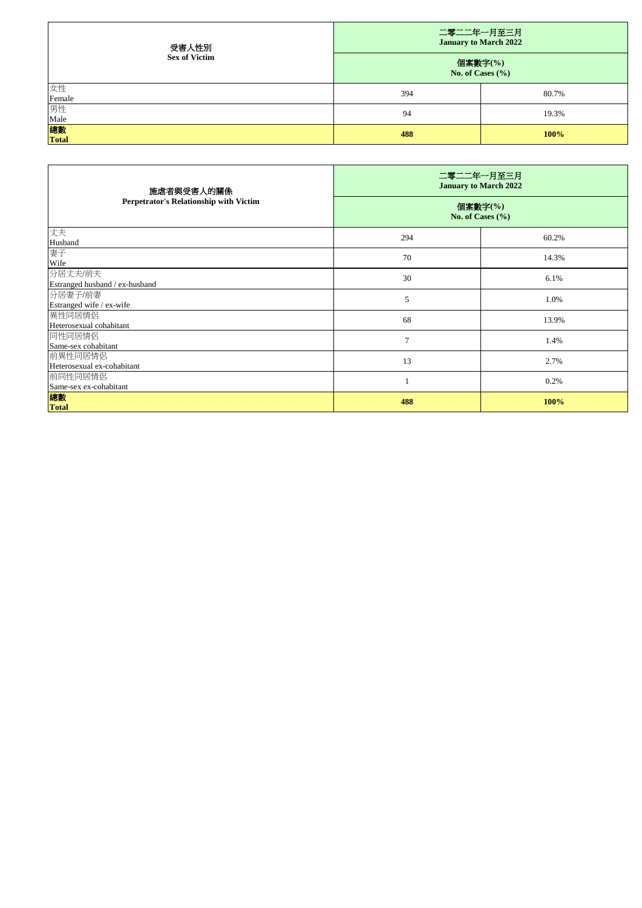| 受害人性別<br>**Sex of Victim** | 二零二二年一月至三月<br>**January to March 2022** | |
|---|---|---|
| | 個案數字(%)<br>**No. of Cases (%)** | |
| 女性<br>Female | 394 | 80.7% |
| 男性<br>Male | 94 | 19.3% |
| **總數**<br>**Total** | **488** | **100%** |

| 施虐者與受害人的關係<br>**Perpetrator's Relationship with Victim** | 二零二二年一月至三月<br>**January to March 2022** | |
|---|---|---|
| | 個案數字(%)<br>**No. of Cases (%)** | |
| 丈夫<br>Husband | 294 | 60.2% |
| 妻子<br>Wife | 70 | 14.3% |
| 分居丈夫/前夫<br>Estranged husband / ex-husband | 30 | 6.1% |
| 分居妻子/前妻<br>Estranged wife / ex-wife | 5 | 1.0% |
| 異性同居情侶<br>Heterosexual cohabitant | 68 | 13.9% |
| 同性同居情侶<br>Same-sex cohabitant | 7 | 1.4% |
| 前異性同居情侶<br>Heterosexual ex-cohabitant | 13 | 2.7% |
| 前同性同居情侶<br>Same-sex ex-cohabitant | 1 | 0.2% |
| **總數**<br>**Total** | **488** | **100%** |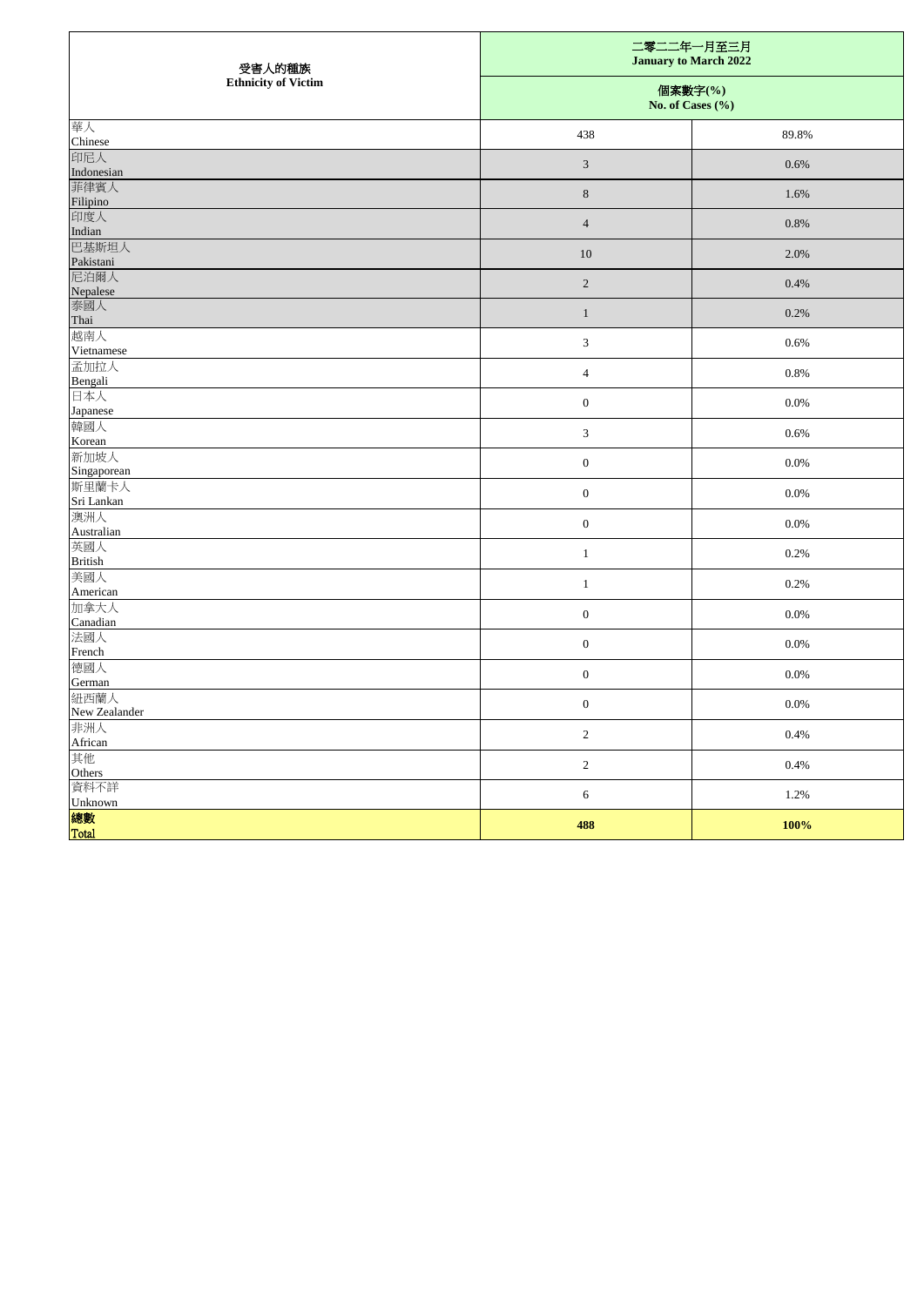| 受害人的種族<br>Ethnicity of Victim | 二零二二年一月至三月<br>January to March 2022 | |
|---|---|---|
| | 個案數字(%)<br>No. of Cases (%) | |
| 華人<br>Chinese | 438 | 89.8% |
| 印尼人<br>Indonesian | 3 | 0.6% |
| 菲律賓人<br>Filipino | 8 | 1.6% |
| 印度人<br>Indian | 4 | 0.8% |
| 巴基斯坦人<br>Pakistani | 10 | 2.0% |
| 尼泊爾人<br>Nepalese | 2 | 0.4% |
| 泰國人<br>Thai | 1 | 0.2% |
| 越南人<br>Vietnamese | 3 | 0.6% |
| 孟加拉人<br>Bengali | 4 | 0.8% |
| 日本人<br>Japanese | 0 | 0.0% |
| 韓國人<br>Korean | 3 | 0.6% |
| 新加坡人<br>Singaporean | 0 | 0.0% |
| 斯里蘭卡人<br>Sri Lankan | 0 | 0.0% |
| 澳洲人<br>Australian | 0 | 0.0% |
| 英國人<br>British | 1 | 0.2% |
| 美國人<br>American | 1 | 0.2% |
| 加拿大人<br>Canadian | 0 | 0.0% |
| 法國人<br>French | 0 | 0.0% |
| 德國人<br>German | 0 | 0.0% |
| 紐西蘭人<br>New Zealander | 0 | 0.0% |
| 非洲人<br>African | 2 | 0.4% |
| 其他<br>Others | 2 | 0.4% |
| 資料不詳<br>Unknown | 6 | 1.2% |
| **總數<br>Total** | **488** | **100%** |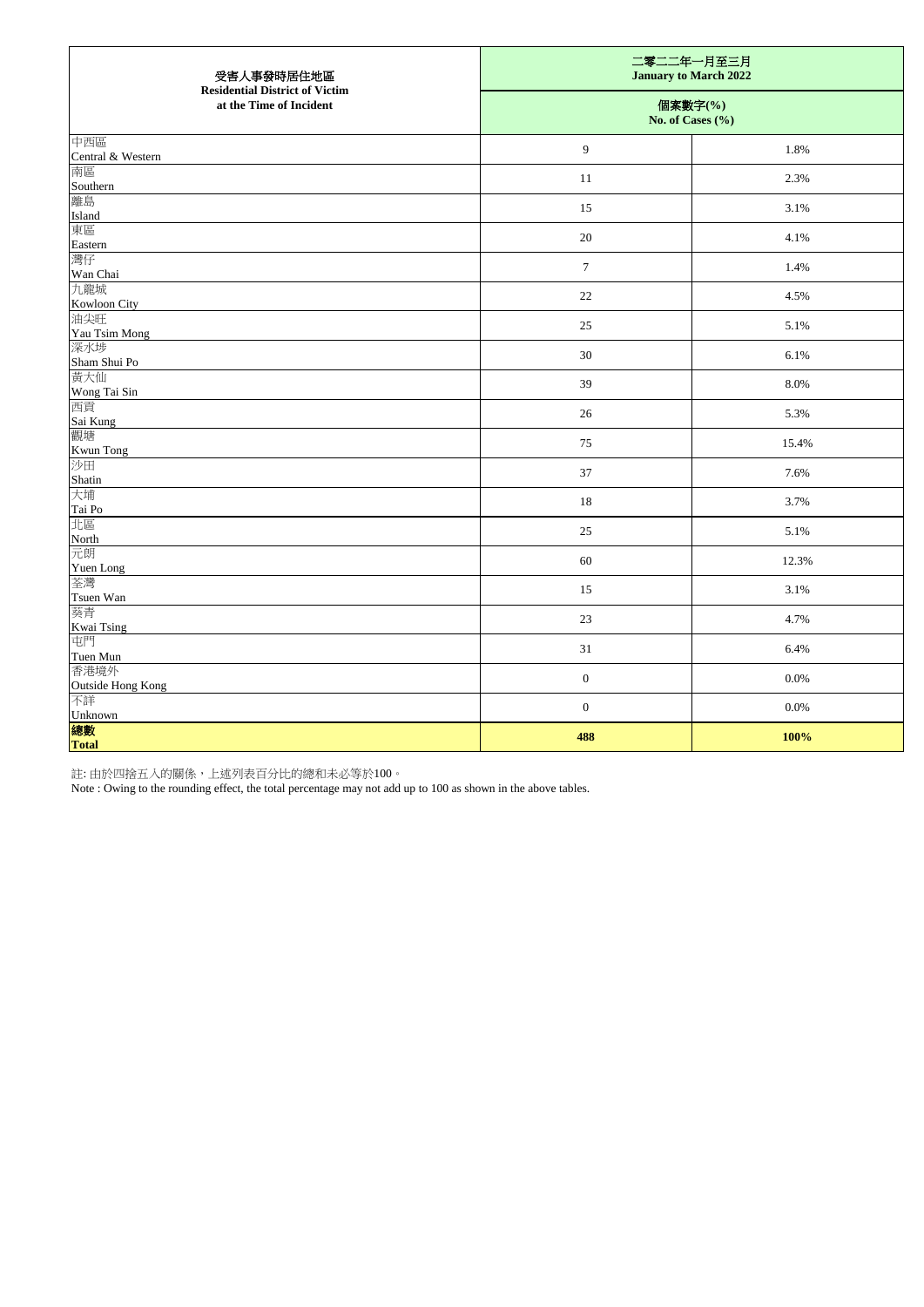| 受害人事發時居住地區<br>**Residential District of Victim at the Time of Incident** | 二零二二年一月至三月<br>**January to March 2022** | |
|---|---|---|
| | 個案數字(%)<br>**No. of Cases (%)** | |
| 中西區<br>Central & Western | 9 | 1.8% |
| 南區<br>Southern | 11 | 2.3% |
| 離島<br>Island | 15 | 3.1% |
| 東區<br>Eastern | 20 | 4.1% |
| 灣仔<br>Wan Chai | 7 | 1.4% |
| 九龍城<br>Kowloon City | 22 | 4.5% |
| 油尖旺<br>Yau Tsim Mong | 25 | 5.1% |
| 深水埗<br>Sham Shui Po | 30 | 6.1% |
| 黃大仙<br>Wong Tai Sin | 39 | 8.0% |
| 西貢<br>Sai Kung | 26 | 5.3% |
| 觀塘<br>Kwun Tong | 75 | 15.4% |
| 沙田<br>Shatin | 37 | 7.6% |
| 大埔<br>Tai Po | 18 | 3.7% |
| 北區<br>North | 25 | 5.1% |
| 元朗<br>Yuen Long | 60 | 12.3% |
| 荃灣<br>Tsuen Wan | 15 | 3.1% |
| 葵青<br>Kwai Tsing | 23 | 4.7% |
| 屯門<br>Tuen Mun | 31 | 6.4% |
| 香港境外<br>Outside Hong Kong | 0 | 0.0% |
| 不詳<br>Unknown | 0 | 0.0% |
| **總數<br>Total** | **488** | **100%** |

註: 由於四捨五入的關係，上述列表百分比的總和未必等於100。
Note : Owing to the rounding effect, the total percentage may not add up to 100 as shown in the above tables.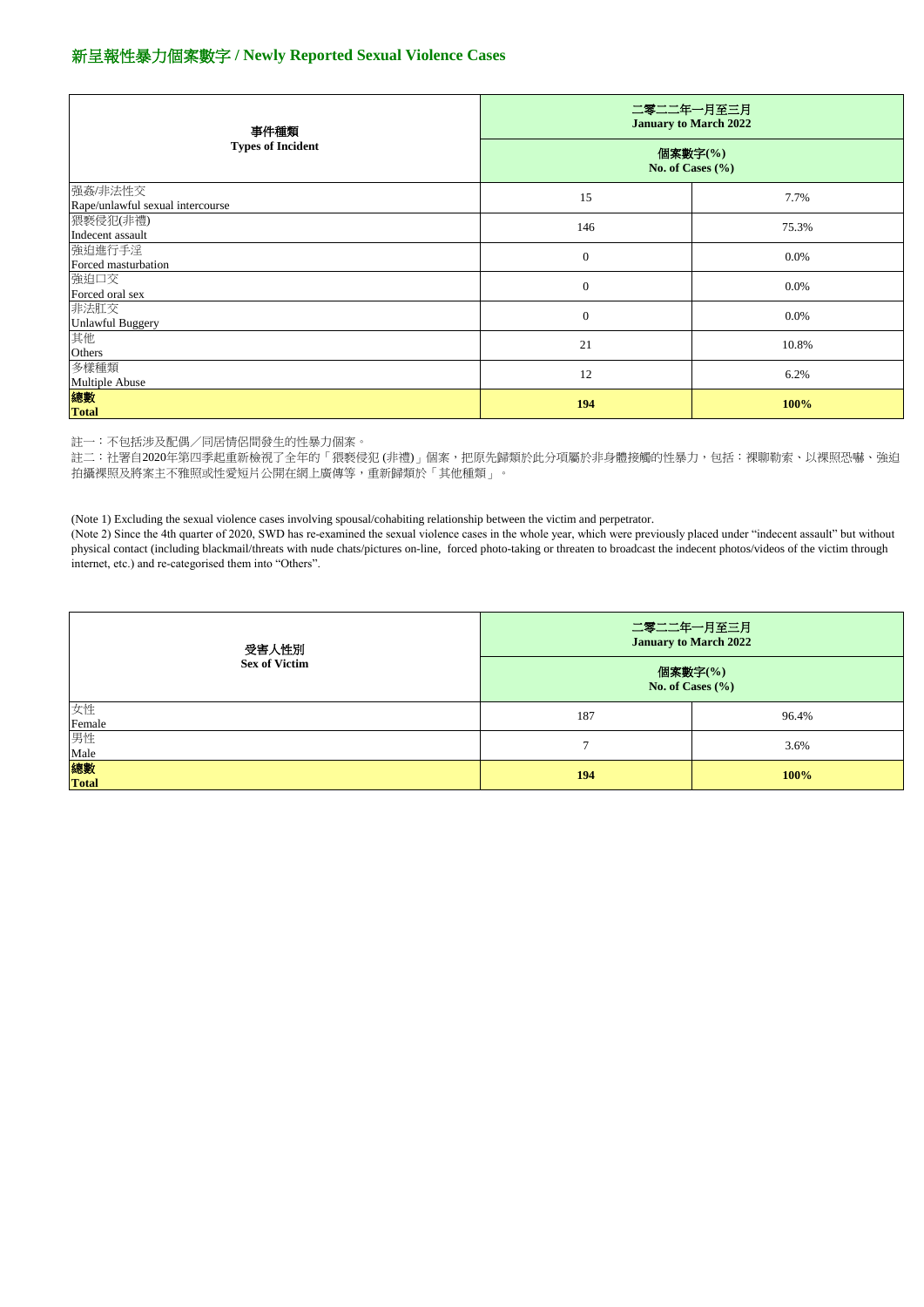## 新呈報性暴力個案數字 / Newly Reported Sexual Violence Cases

| 事件種類<br>Types of Incident | 二零二二年一月至三月<br>January to March 2022 | |
|---|---|---|
| | 個案數字(%)<br>No. of Cases (%) | |
| 强姦/非法性交<br>Rape/unlawful sexual intercourse | 15 | 7.7% |
| 猥褻侵犯(非禮)<br>Indecent assault | 146 | 75.3% |
| 強迫進行手淫<br>Forced masturbation | 0 | 0.0% |
| 強迫口交<br>Forced oral sex | 0 | 0.0% |
| 非法肛交<br>Unlawful Buggery | 0 | 0.0% |
| 其他<br>Others | 21 | 10.8% |
| 多樣種類<br>Multiple Abuse | 12 | 6.2% |
| **總數<br>Total** | **194** | **100%** |

註一：不包括涉及配偶／同居情侶間發生的性暴力個案。
註二：社署自2020年第四季起重新檢視了全年的「猥褻侵犯 (非禮)」個案，把原先歸類於此分項屬於非身體接觸的性暴力，包括：裸聊勒索、以裸照恐嚇、強迫拍攝裸照及將案主不雅照或性愛短片公開在網上廣傳等，重新歸類於「其他種類」。

(Note 1) Excluding the sexual violence cases involving spousal/cohabiting relationship between the victim and perpetrator.
(Note 2) Since the 4th quarter of 2020, SWD has re-examined the sexual violence cases in the whole year, which were previously placed under "indecent assault" but without physical contact (including blackmail/threats with nude chats/pictures on-line, forced photo-taking or threaten to broadcast the indecent photos/videos of the victim through internet, etc.) and re-categorised them into "Others".

| 受害人性別<br>Sex of Victim | 二零二二年一月至三月<br>January to March 2022 | |
|---|---|---|
| | 個案數字(%)<br>No. of Cases (%) | |
| 女性<br>Female | 187 | 96.4% |
| 男性<br>Male | 7 | 3.6% |
| **總數<br>Total** | **194** | **100%** |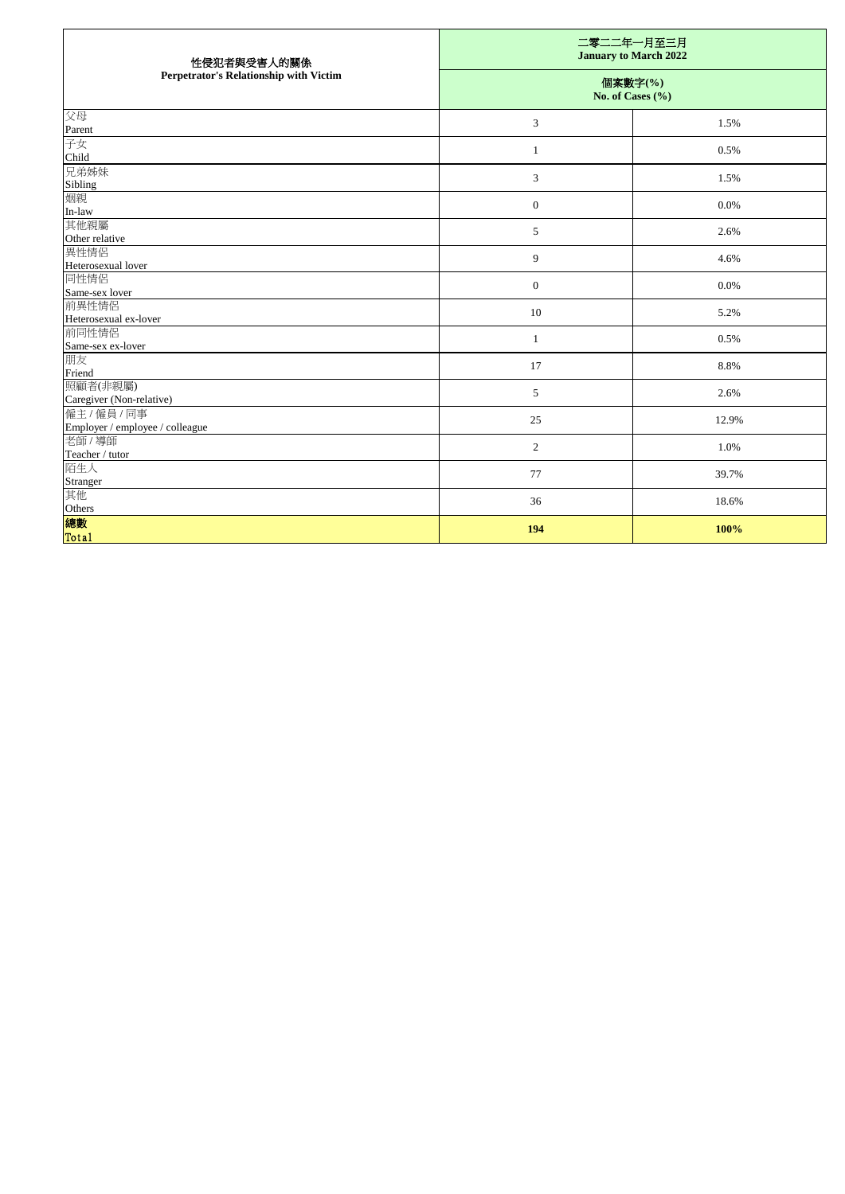| 性侵犯者與受害人的關係<br>Perpetrator's Relationship with Victim | 二零二二年一月至三月<br>January to March 2022 | |
|---|---|---|
| | 個案數字(%)<br>No. of Cases (%) | |
| 父母<br>Parent | 3 | 1.5% |
| 子女<br>Child | 1 | 0.5% |
| 兄弟姊妹<br>Sibling | 3 | 1.5% |
| 姻親<br>In-law | 0 | 0.0% |
| 其他親屬<br>Other relative | 5 | 2.6% |
| 異性情侶<br>Heterosexual lover | 9 | 4.6% |
| 同性情侶<br>Same-sex lover | 0 | 0.0% |
| 前異性情侶<br>Heterosexual ex-lover | 10 | 5.2% |
| 前同性情侶<br>Same-sex ex-lover | 1 | 0.5% |
| 朋友<br>Friend | 17 | 8.8% |
| 照顧者(非親屬)<br>Caregiver (Non-relative) | 5 | 2.6% |
| 僱主 / 僱員 / 同事<br>Employer / employee / colleague | 25 | 12.9% |
| 老師 / 導師<br>Teacher / tutor | 2 | 1.0% |
| 陌生人<br>Stranger | 77 | 39.7% |
| 其他<br>Others | 36 | 18.6% |
| **總數<br>Total** | **194** | **100%** |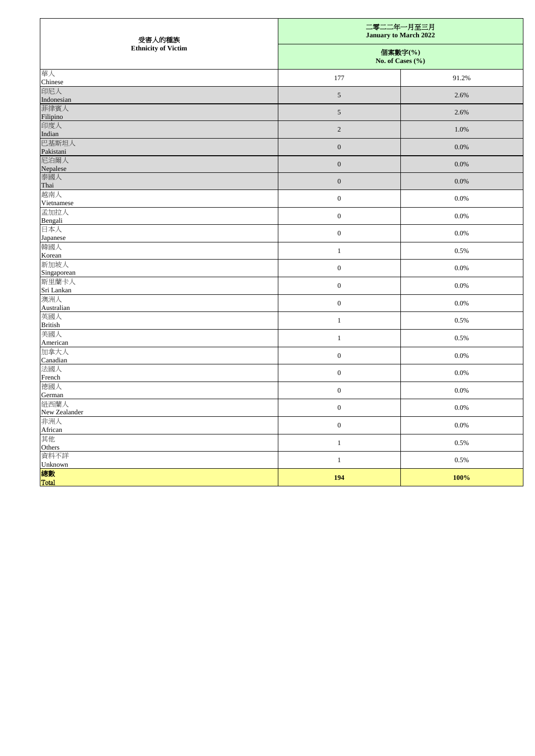| 受害人的種族<br>Ethnicity of Victim | 二零二二年一月至三月<br>**January to March 2022** | |
|---|---|---|
| | **個案數字(%)<br>No. of Cases (%)** | |
| 華人<br>Chinese | 177 | 91.2% |
| 印尼人<br>Indonesian | 5 | 2.6% |
| 菲律賓人<br>Filipino | 5 | 2.6% |
| 印度人<br>Indian | 2 | 1.0% |
| 巴基斯坦人<br>Pakistani | 0 | 0.0% |
| 尼泊爾人<br>Nepalese | 0 | 0.0% |
| 泰國人<br>Thai | 0 | 0.0% |
| 越南人<br>Vietnamese | 0 | 0.0% |
| 孟加拉人<br>Bengali | 0 | 0.0% |
| 日本人<br>Japanese | 0 | 0.0% |
| 韓國人<br>Korean | 1 | 0.5% |
| 新加坡人<br>Singaporean | 0 | 0.0% |
| 斯里蘭卡人<br>Sri Lankan | 0 | 0.0% |
| 澳洲人<br>Australian | 0 | 0.0% |
| 英國人<br>British | 1 | 0.5% |
| 美國人<br>American | 1 | 0.5% |
| 加拿大人<br>Canadian | 0 | 0.0% |
| 法國人<br>French | 0 | 0.0% |
| 德國人<br>German | 0 | 0.0% |
| 紐西蘭人<br>New Zealander | 0 | 0.0% |
| 非洲人<br>African | 0 | 0.0% |
| 其他<br>Others | 1 | 0.5% |
| 資料不詳<br>Unknown | 1 | 0.5% |
| **總數<br>Total** | **194** | **100%** |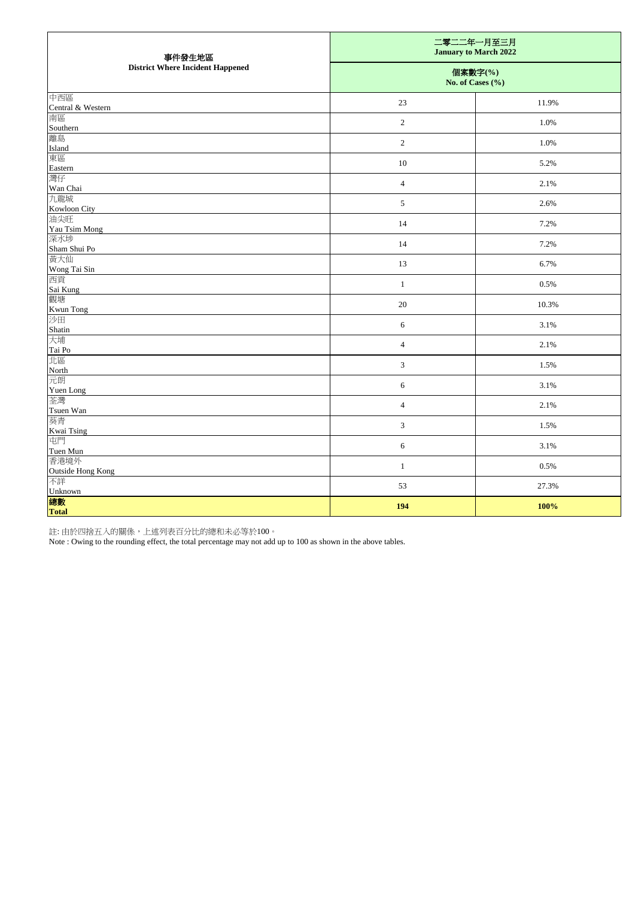| 事件發生地區<br>District Where Incident Happened | 二零二二年一月至三月<br>January to March 2022 | |
|---|---|---|
| | 個案數字(%)<br>No. of Cases (%) | |
| 中西區<br>Central & Western | 23 | 11.9% |
| 南區<br>Southern | 2 | 1.0% |
| 離島<br>Island | 2 | 1.0% |
| 東區<br>Eastern | 10 | 5.2% |
| 灣仔<br>Wan Chai | 4 | 2.1% |
| 九龍城<br>Kowloon City | 5 | 2.6% |
| 油尖旺<br>Yau Tsim Mong | 14 | 7.2% |
| 深水埗<br>Sham Shui Po | 14 | 7.2% |
| 黃大仙<br>Wong Tai Sin | 13 | 6.7% |
| 西貢<br>Sai Kung | 1 | 0.5% |
| 觀塘<br>Kwun Tong | 20 | 10.3% |
| 沙田<br>Shatin | 6 | 3.1% |
| 大埔<br>Tai Po | 4 | 2.1% |
| 北區<br>North | 3 | 1.5% |
| 元朗<br>Yuen Long | 6 | 3.1% |
| 荃灣<br>Tsuen Wan | 4 | 2.1% |
| 葵青<br>Kwai Tsing | 3 | 1.5% |
| 屯門<br>Tuen Mun | 6 | 3.1% |
| 香港境外<br>Outside Hong Kong | 1 | 0.5% |
| 不詳<br>Unknown | 53 | 27.3% |
| **總數<br>Total** | **194** | **100%** |

註: 由於四捨五入的關係，上述列表百分比的總和未必等於100。

Note : Owing to the rounding effect, the total percentage may not add up to 100 as shown in the above tables.